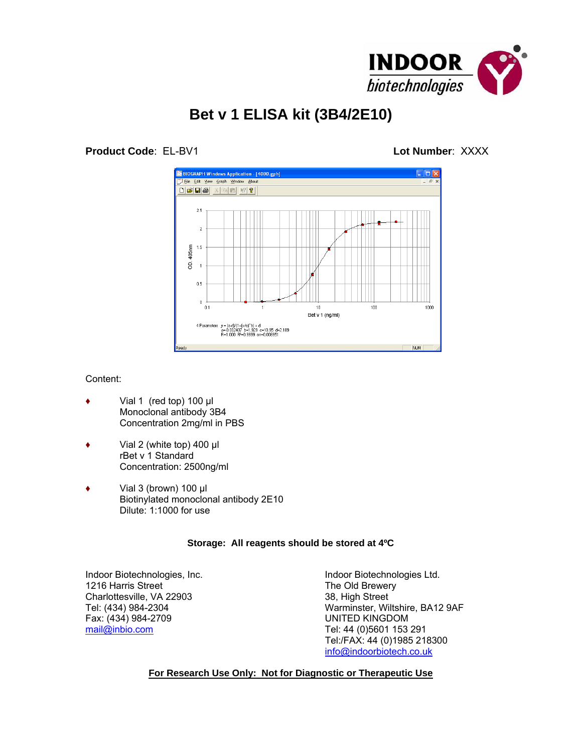INDOOR biotechnologies

# Bet v 1 ELISA kit (3B4/2E10)

**Product Code**: EL-BV1 **Lot Number**: XXXX

Content:

- Vial 1 (red top) 100 µl
  Monoclonal antibody 3B4
  Concentration 2mg/ml in PBS

- Vial 2 (white top) 400 µl
  rBet v 1 Standard
  Concentration: 2500ng/ml

- Vial 3 (brown) 100 µl
  Biotinylated monoclonal antibody 2E10
  Dilute: 1:1000 for use

**Storage: All reagents should be stored at 4ºC**

Indoor Biotechnologies, Inc.
1216 Harris Street
Charlottesville, VA 22903
Tel: (434) 984-2304
Fax: (434) 984-2709
mail@inbio.com

Indoor Biotechnologies Ltd.
The Old Brewery
38, High Street
Warminster, Wiltshire, BA12 9AF
UNITED KINGDOM
Tel: 44 (0)5601 153 291
Tel:/FAX: 44 (0)1985 218300
info@indoorbiotech.co.uk

**For Research Use Only: Not for Diagnostic or Therapeutic Use**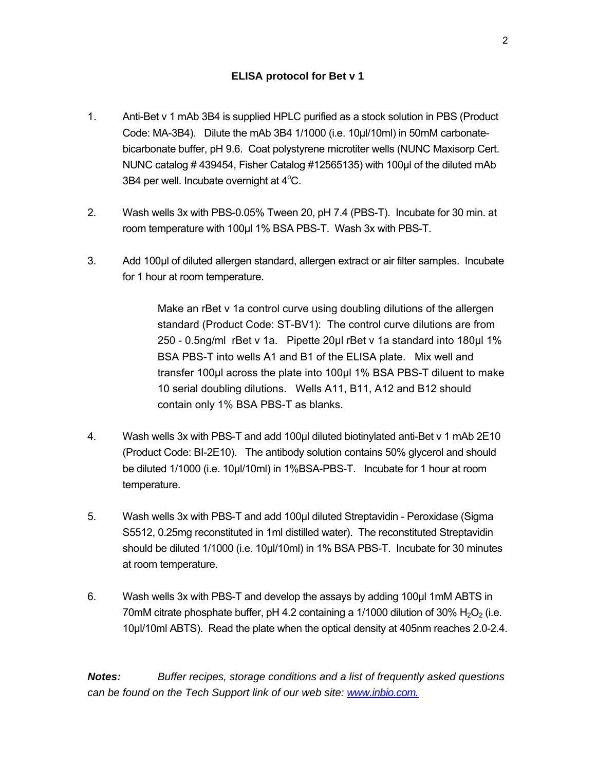## ELISA protocol for Bet v 1

1. Anti-Bet v 1 mAb 3B4 is supplied HPLC purified as a stock solution in PBS (Product Code: MA-3B4). Dilute the mAb 3B4 1/1000 (i.e. 10µl/10ml) in 50mM carbonate-bicarbonate buffer, pH 9.6. Coat polystyrene microtiter wells (NUNC Maxisorp Cert. NUNC catalog # 439454, Fisher Catalog #12565135) with 100µl of the diluted mAb 3B4 per well. Incubate overnight at 4$^{o}$C.

2. Wash wells 3x with PBS-0.05% Tween 20, pH 7.4 (PBS-T). Incubate for 30 min. at room temperature with 100µl 1% BSA PBS-T. Wash 3x with PBS-T.

3. Add 100µl of diluted allergen standard, allergen extract or air filter samples. Incubate for 1 hour at room temperature.

   Make an rBet v 1a control curve using doubling dilutions of the allergen standard (Product Code: ST-BV1): The control curve dilutions are from 250 - 0.5ng/ml rBet v 1a. Pipette 20µl rBet v 1a standard into 180µl 1% BSA PBS-T into wells A1 and B1 of the ELISA plate. Mix well and transfer 100µl across the plate into 100µl 1% BSA PBS-T diluent to make 10 serial doubling dilutions. Wells A11, B11, A12 and B12 should contain only 1% BSA PBS-T as blanks.

4. Wash wells 3x with PBS-T and add 100µl diluted biotinylated anti-Bet v 1 mAb 2E10 (Product Code: BI-2E10). The antibody solution contains 50% glycerol and should be diluted 1/1000 (i.e. 10µl/10ml) in 1%BSA-PBS-T. Incubate for 1 hour at room temperature.

5. Wash wells 3x with PBS-T and add 100µl diluted Streptavidin - Peroxidase (Sigma S5512, 0.25mg reconstituted in 1ml distilled water). The reconstituted Streptavidin should be diluted 1/1000 (i.e. 10µl/10ml) in 1% BSA PBS-T. Incubate for 30 minutes at room temperature.

6. Wash wells 3x with PBS-T and develop the assays by adding 100µl 1mM ABTS in 70mM citrate phosphate buffer, pH 4.2 containing a 1/1000 dilution of 30% $H_2O_2$ (i.e. 10µl/10ml ABTS). Read the plate when the optical density at 405nm reaches 2.0-2.4.

***Notes:*** *Buffer recipes, storage conditions and a list of frequently asked questions can be found on the Tech Support link of our web site: [www.inbio.com.](www.inbio.com)*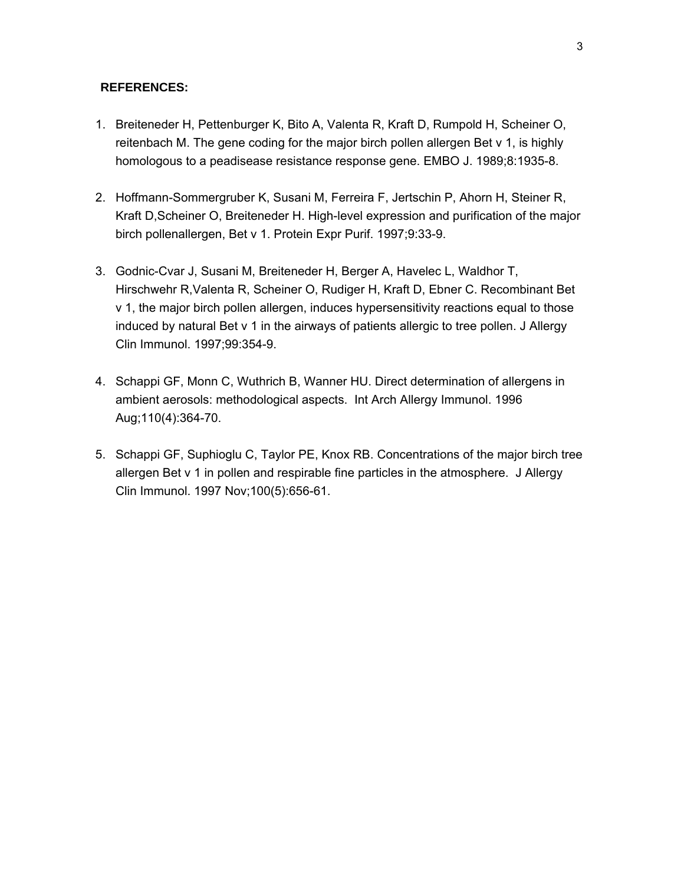**REFERENCES:**

1. Breiteneder H, Pettenburger K, Bito A, Valenta R, Kraft D, Rumpold H, Scheiner O, reitenbach M. The gene coding for the major birch pollen allergen Bet v 1, is highly homologous to a peadisease resistance response gene. EMBO J. 1989;8:1935-8.

2. Hoffmann-Sommergruber K, Susani M, Ferreira F, Jertschin P, Ahorn H, Steiner R, Kraft D,Scheiner O, Breiteneder H. High-level expression and purification of the major birch pollenallergen, Bet v 1. Protein Expr Purif. 1997;9:33-9.

3. Godnic-Cvar J, Susani M, Breiteneder H, Berger A, Havelec L, Waldhor T, Hirschwehr R,Valenta R, Scheiner O, Rudiger H, Kraft D, Ebner C. Recombinant Bet v 1, the major birch pollen allergen, induces hypersensitivity reactions equal to those induced by natural Bet v 1 in the airways of patients allergic to tree pollen. J Allergy Clin Immunol. 1997;99:354-9.

4. Schappi GF, Monn C, Wuthrich B, Wanner HU. Direct determination of allergens in ambient aerosols: methodological aspects. Int Arch Allergy Immunol. 1996 Aug;110(4):364-70.

5. Schappi GF, Suphioglu C, Taylor PE, Knox RB. Concentrations of the major birch tree allergen Bet v 1 in pollen and respirable fine particles in the atmosphere. J Allergy Clin Immunol. 1997 Nov;100(5):656-61.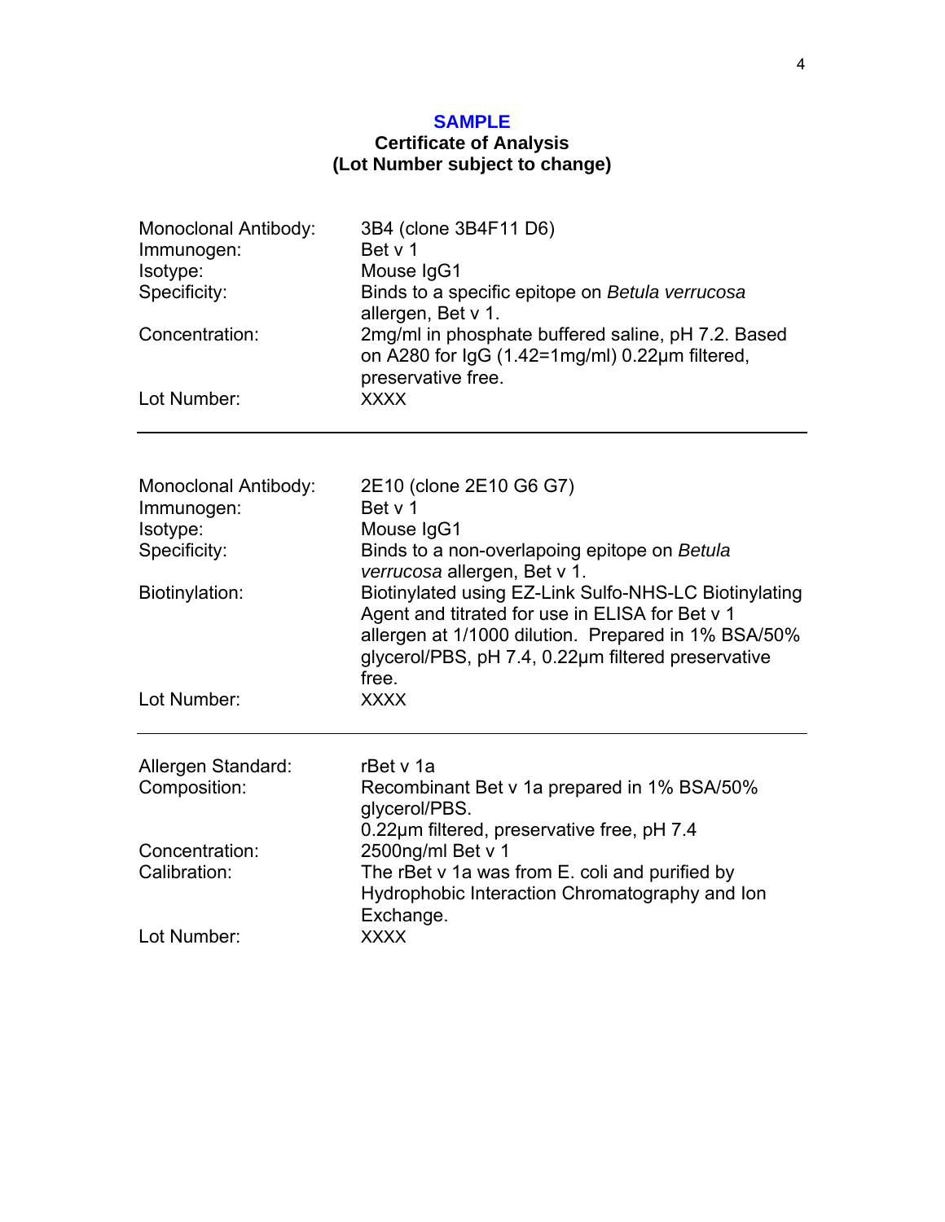**SAMPLE**

**Certificate of Analysis**
**(Lot Number subject to change)**

| | |
|---|---|
| Monoclonal Antibody: | 3B4 (clone 3B4F11 D6) |
| Immunogen: | Bet v 1 |
| Isotype: | Mouse IgG1 |
| Specificity: | Binds to a specific epitope on *Betula verrucosa* allergen, Bet v 1. |
| Concentration: | 2mg/ml in phosphate buffered saline, pH 7.2. Based on A280 for IgG (1.42=1mg/ml) 0.22µm filtered, preservative free. |
| Lot Number: | XXXX |

---

| | |
|---|---|
| Monoclonal Antibody: | 2E10 (clone 2E10 G6 G7) |
| Immunogen: | Bet v 1 |
| Isotype: | Mouse IgG1 |
| Specificity: | Binds to a non-overlapoing epitope on *Betula verrucosa* allergen, Bet v 1. |
| Biotinylation: | Biotinylated using EZ-Link Sulfo-NHS-LC Biotinylating Agent and titrated for use in ELISA for Bet v 1 allergen at 1/1000 dilution. Prepared in 1% BSA/50% glycerol/PBS, pH 7.4, 0.22µm filtered preservative free. |
| Lot Number: | XXXX |

---

| | |
|---|---|
| Allergen Standard: | rBet v 1a |
| Composition: | Recombinant Bet v 1a prepared in 1% BSA/50% glycerol/PBS. 0.22µm filtered, preservative free, pH 7.4 |
| Concentration: | 2500ng/ml Bet v 1 |
| Calibration: | The rBet v 1a was from E. coli and purified by Hydrophobic Interaction Chromatography and Ion Exchange. |
| Lot Number: | XXXX |